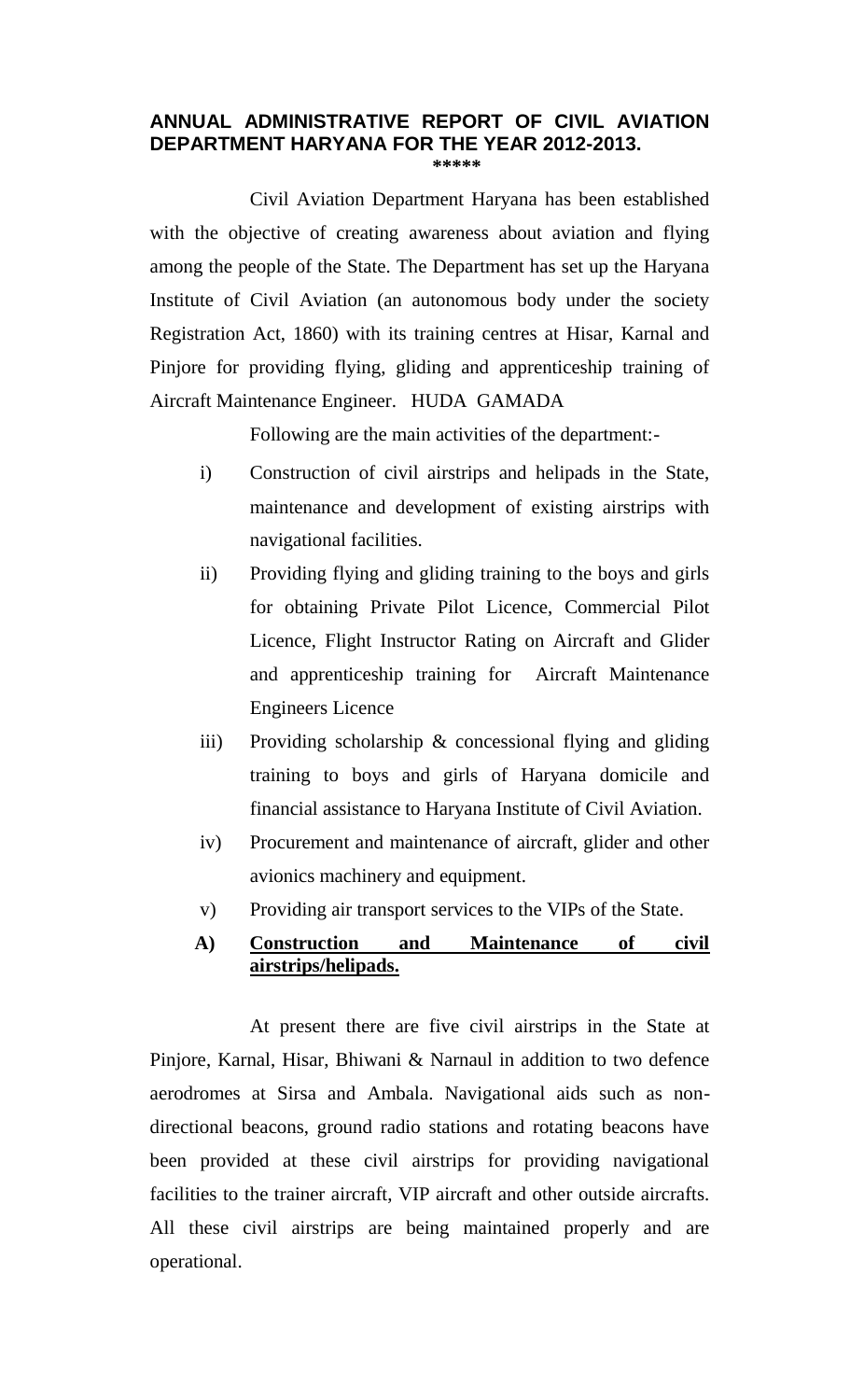# ANNUAL ADMINISTRATIVE REPORT OF CIVIL AVIATION DEPARTMENT HARYANA FOR THE YEAR 2012-2013.

*****

Civil Aviation Department Haryana has been established with the objective of creating awareness about aviation and flying among the people of the State. The Department has set up the Haryana Institute of Civil Aviation (an autonomous body under the society Registration Act, 1860) with its training centres at Hisar, Karnal and Pinjore for providing flying, gliding and apprenticeship training of Aircraft Maintenance Engineer. HUDA GAMADA

Following are the main activities of the department:-

i) Construction of civil airstrips and helipads in the State, maintenance and development of existing airstrips with navigational facilities.

ii) Providing flying and gliding training to the boys and girls for obtaining Private Pilot Licence, Commercial Pilot Licence, Flight Instructor Rating on Aircraft and Glider and apprenticeship training for Aircraft Maintenance Engineers Licence

iii) Providing scholarship & concessional flying and gliding training to boys and girls of Haryana domicile and financial assistance to Haryana Institute of Civil Aviation.

iv) Procurement and maintenance of aircraft, glider and other avionics machinery and equipment.

v) Providing air transport services to the VIPs of the State.

**A) Construction and Maintenance of civil airstrips/helipads.**

At present there are five civil airstrips in the State at Pinjore, Karnal, Hisar, Bhiwani & Narnaul in addition to two defence aerodromes at Sirsa and Ambala. Navigational aids such as non-directional beacons, ground radio stations and rotating beacons have been provided at these civil airstrips for providing navigational facilities to the trainer aircraft, VIP aircraft and other outside aircrafts. All these civil airstrips are being maintained properly and are operational.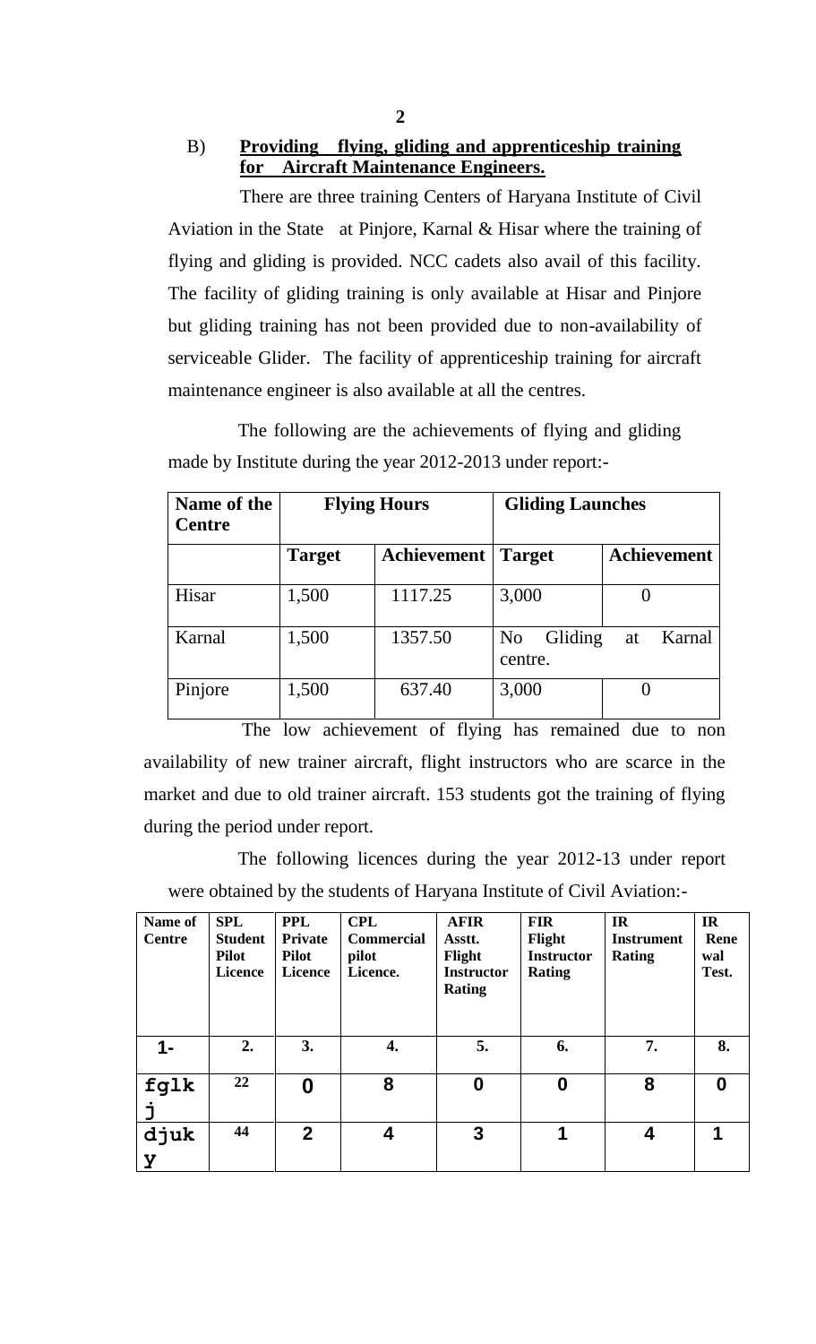B) **Providing flying, gliding and apprenticeship training for Aircraft Maintenance Engineers.**

There are three training Centers of Haryana Institute of Civil Aviation in the State at Pinjore, Karnal & Hisar where the training of flying and gliding is provided. NCC cadets also avail of this facility. The facility of gliding training is only available at Hisar and Pinjore but gliding training has not been provided due to non-availability of serviceable Glider. The facility of apprenticeship training for aircraft maintenance engineer is also available at all the centres.

The following are the achievements of flying and gliding made by Institute during the year 2012-2013 under report:-

| Name of the Centre | Flying Hours | | Gliding Launches | |
|---|---|---|---|---|
| | Target | Achievement | Target | Achievement |
| Hisar | 1,500 | 1117.25 | 3,000 | 0 |
| Karnal | 1,500 | 1357.50 | No Gliding at Karnal centre. | |
| Pinjore | 1,500 | 637.40 | 3,000 | 0 |

The low achievement of flying has remained due to non availability of new trainer aircraft, flight instructors who are scarce in the market and due to old trainer aircraft. 153 students got the training of flying during the period under report.

The following licences during the year 2012-13 under report were obtained by the students of Haryana Institute of Civil Aviation:-

| Name of Centre | SPL Student Pilot Licence | PPL Private Pilot Licence | CPL Commercial pilot Licence. | AFIR Asstt. Flight Instructor Rating | FIR Flight Instructor Rating | IR Instrument Rating | IR Renewal Test. |
|---|---|---|---|---|---|---|---|
| 1- | 2. | 3. | 4. | 5. | 6. | 7. | 8. |
| fglkj | 22 | 0 | 8 | 0 | 0 | 8 | 0 |
| djuky | 44 | 2 | 4 | 3 | 1 | 4 | 1 |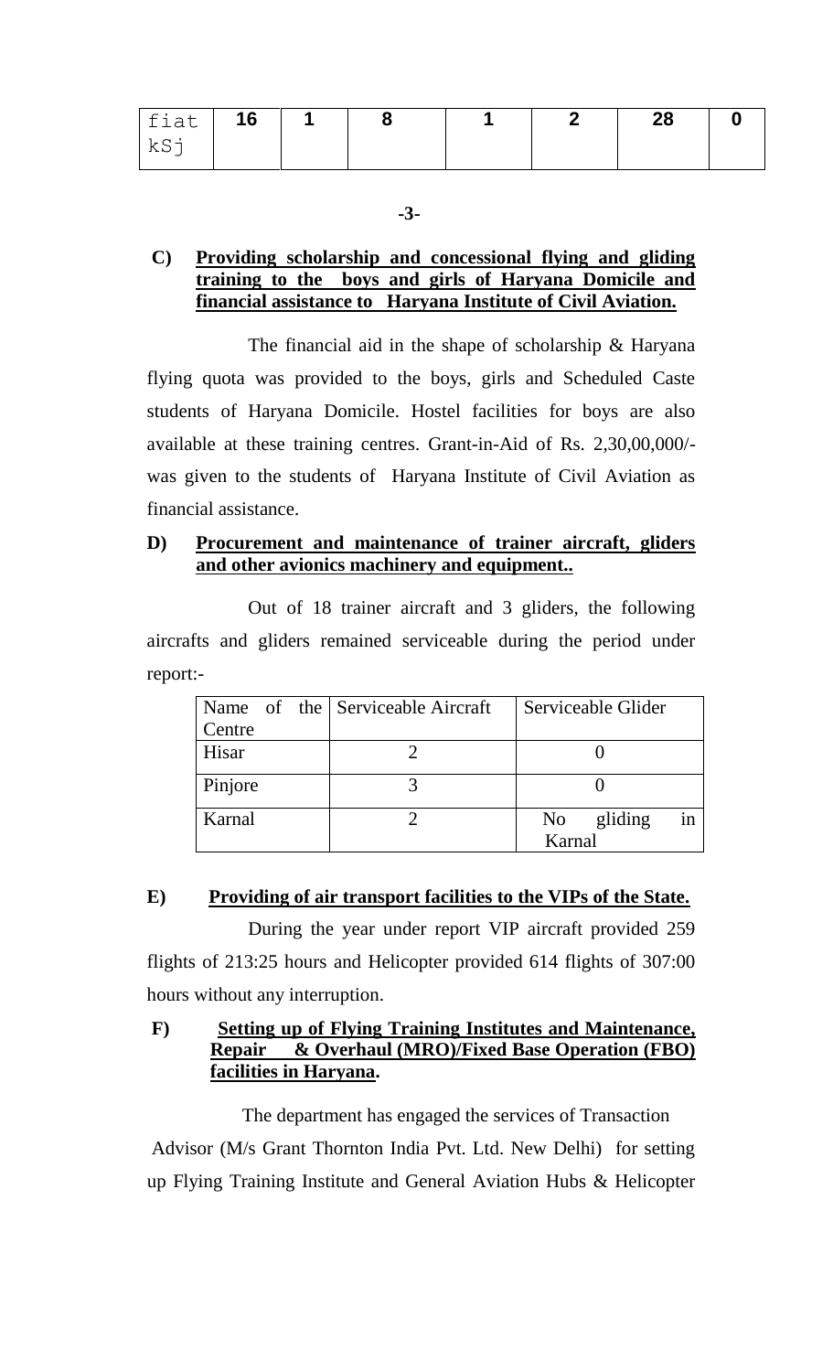| fiat kSj | 16 | 1 | 8 | 1 | 2 | 28 | 0 |
|---|---|---|---|---|---|---|---|

**C) Providing scholarship and concessional flying and gliding training to the boys and girls of Haryana Domicile and financial assistance to Haryana Institute of Civil Aviation.**

The financial aid in the shape of scholarship & Haryana flying quota was provided to the boys, girls and Scheduled Caste students of Haryana Domicile. Hostel facilities for boys are also available at these training centres. Grant-in-Aid of Rs. 2,30,00,000/- was given to the students of Haryana Institute of Civil Aviation as financial assistance.

**D) Procurement and maintenance of trainer aircraft, gliders and other avionics machinery and equipment..**

Out of 18 trainer aircraft and 3 gliders, the following aircrafts and gliders remained serviceable during the period under report:-

| Name of the Centre | Serviceable Aircraft | Serviceable Glider |
|---|---|---|
| Hisar | 2 | 0 |
| Pinjore | 3 | 0 |
| Karnal | 2 | No gliding in Karnal |

**E) Providing of air transport facilities to the VIPs of the State.**

During the year under report VIP aircraft provided 259 flights of 213:25 hours and Helicopter provided 614 flights of 307:00 hours without any interruption.

**F) Setting up of Flying Training Institutes and Maintenance, Repair & Overhaul (MRO)/Fixed Base Operation (FBO) facilities in Haryana.**

The department has engaged the services of Transaction Advisor (M/s Grant Thornton India Pvt. Ltd. New Delhi) for setting up Flying Training Institute and General Aviation Hubs & Helicopter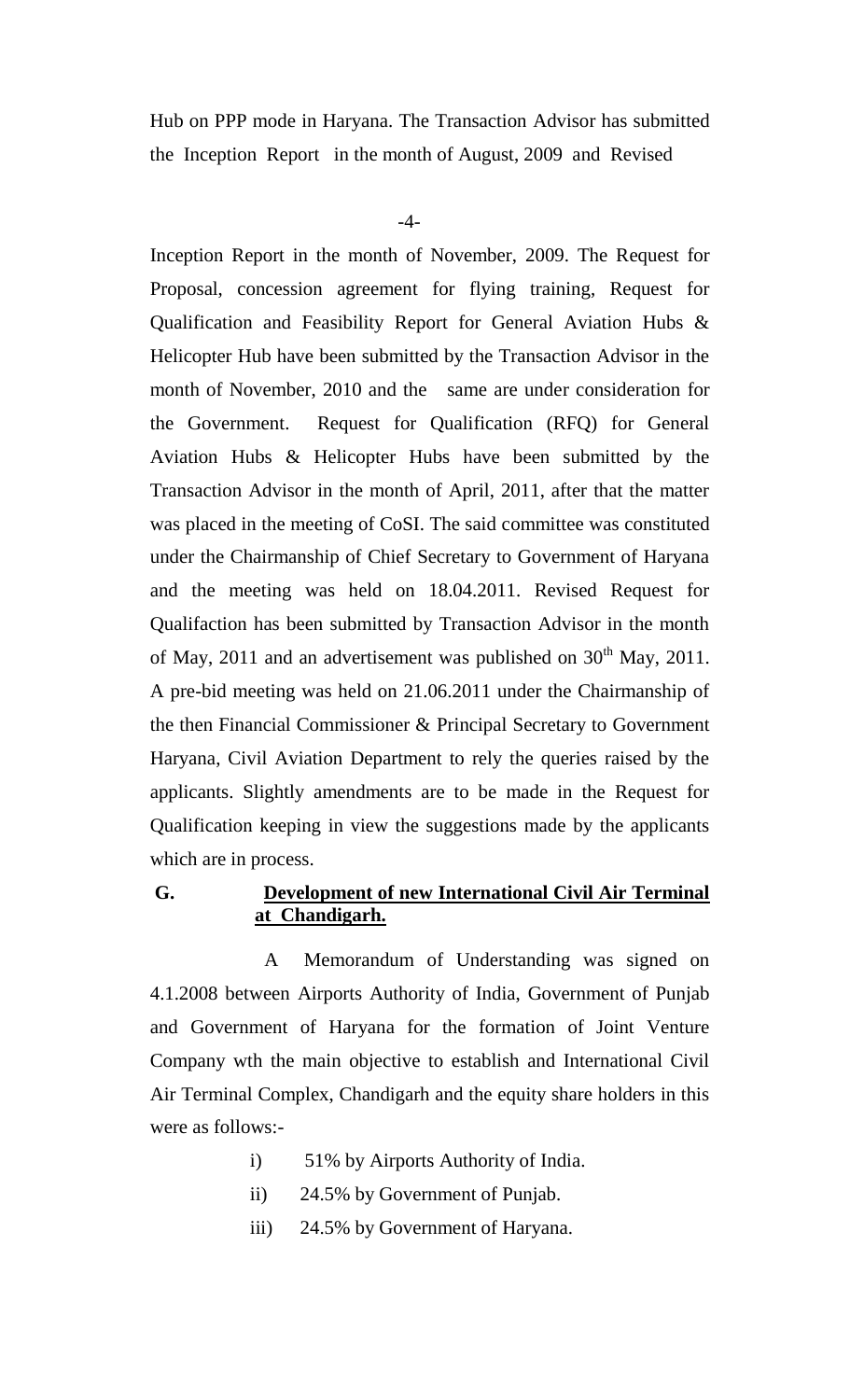Hub on PPP mode in Haryana. The Transaction Advisor has submitted the Inception Report in the month of August, 2009 and Revised Inception Report in the month of November, 2009. The Request for Proposal, concession agreement for flying training, Request for Qualification and Feasibility Report for General Aviation Hubs & Helicopter Hub have been submitted by the Transaction Advisor in the month of November, 2010 and the same are under consideration for the Government. Request for Qualification (RFQ) for General Aviation Hubs & Helicopter Hubs have been submitted by the Transaction Advisor in the month of April, 2011, after that the matter was placed in the meeting of CoSI. The said committee was constituted under the Chairmanship of Chief Secretary to Government of Haryana and the meeting was held on 18.04.2011. Revised Request for Qualifaction has been submitted by Transaction Advisor in the month of May, 2011 and an advertisement was published on 30th May, 2011. A pre-bid meeting was held on 21.06.2011 under the Chairmanship of the then Financial Commissioner & Principal Secretary to Government Haryana, Civil Aviation Department to rely the queries raised by the applicants. Slightly amendments are to be made in the Request for Qualification keeping in view the suggestions made by the applicants which are in process.

**G. Development of new International Civil Air Terminal at Chandigarh.**

A Memorandum of Understanding was signed on 4.1.2008 between Airports Authority of India, Government of Punjab and Government of Haryana for the formation of Joint Venture Company wth the main objective to establish and International Civil Air Terminal Complex, Chandigarh and the equity share holders in this were as follows:-

i) 51% by Airports Authority of India.

ii) 24.5% by Government of Punjab.

iii) 24.5% by Government of Haryana.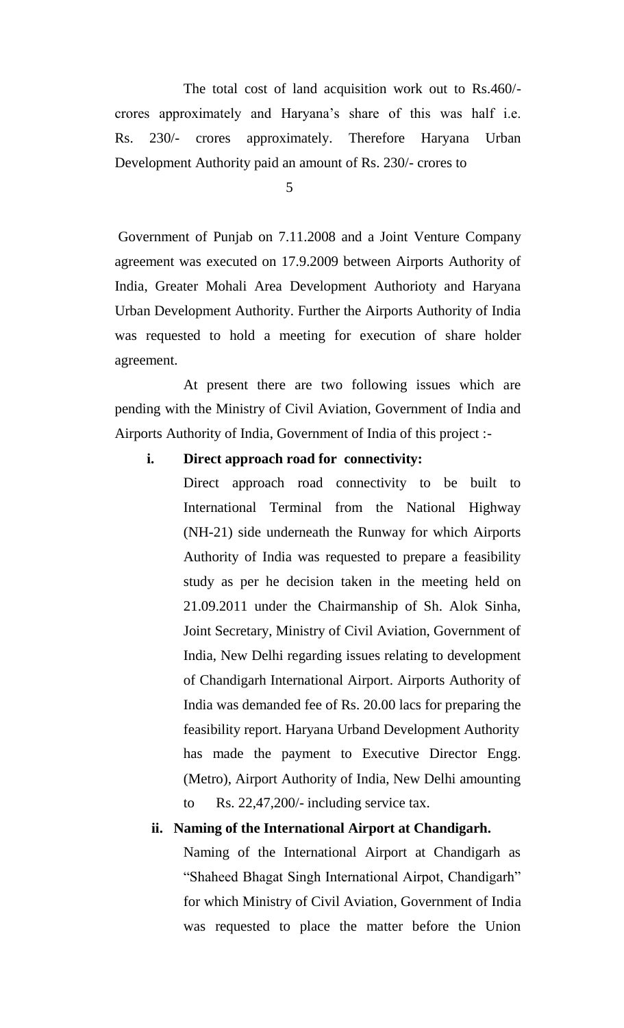The total cost of land acquisition work out to Rs.460/- crores approximately and Haryana's share of this was half i.e. Rs. 230/- crores approximately. Therefore Haryana Urban Development Authority paid an amount of Rs. 230/- crores to Government of Punjab on 7.11.2008 and a Joint Venture Company agreement was executed on 17.9.2009 between Airports Authority of India, Greater Mohali Area Development Authorioty and Haryana Urban Development Authority. Further the Airports Authority of India was requested to hold a meeting for execution of share holder agreement.

At present there are two following issues which are pending with the Ministry of Civil Aviation, Government of India and Airports Authority of India, Government of India of this project :-

**i. Direct approach road for connectivity:**

Direct approach road connectivity to be built to International Terminal from the National Highway (NH-21) side underneath the Runway for which Airports Authority of India was requested to prepare a feasibility study as per he decision taken in the meeting held on 21.09.2011 under the Chairmanship of Sh. Alok Sinha, Joint Secretary, Ministry of Civil Aviation, Government of India, New Delhi regarding issues relating to development of Chandigarh International Airport. Airports Authority of India was demanded fee of Rs. 20.00 lacs for preparing the feasibility report. Haryana Urband Development Authority has made the payment to Executive Director Engg. (Metro), Airport Authority of India, New Delhi amounting to Rs. 22,47,200/- including service tax.

**ii. Naming of the International Airport at Chandigarh.**

Naming of the International Airport at Chandigarh as "Shaheed Bhagat Singh International Airpot, Chandigarh" for which Ministry of Civil Aviation, Government of India was requested to place the matter before the Union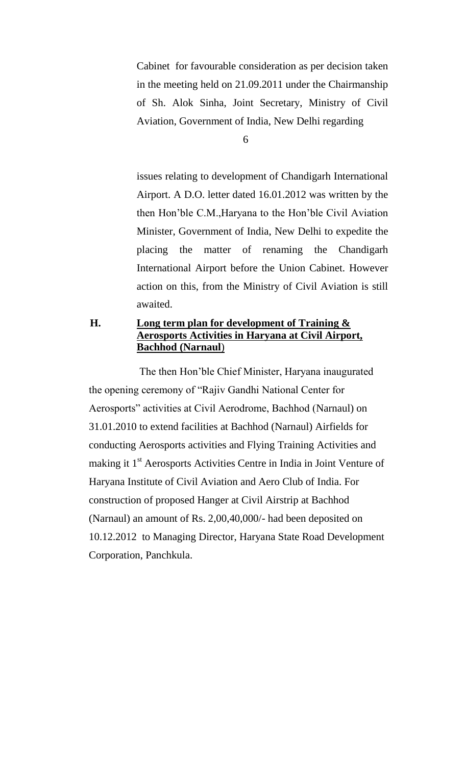Cabinet for favourable consideration as per decision taken in the meeting held on 21.09.2011 under the Chairmanship of Sh. Alok Sinha, Joint Secretary, Ministry of Civil Aviation, Government of India, New Delhi regarding issues relating to development of Chandigarh International Airport. A D.O. letter dated 16.01.2012 was written by the then Hon'ble C.M.,Haryana to the Hon'ble Civil Aviation Minister, Government of India, New Delhi to expedite the placing the matter of renaming the Chandigarh International Airport before the Union Cabinet. However action on this, from the Ministry of Civil Aviation is still awaited.

**H. Long term plan for development of Training & Aerosports Activities in Haryana at Civil Airport, Bachhod (Narnaul)**

The then Hon'ble Chief Minister, Haryana inaugurated the opening ceremony of "Rajiv Gandhi National Center for Aerosports" activities at Civil Aerodrome, Bachhod (Narnaul) on 31.01.2010 to extend facilities at Bachhod (Narnaul) Airfields for conducting Aerosports activities and Flying Training Activities and making it 1st Aerosports Activities Centre in India in Joint Venture of Haryana Institute of Civil Aviation and Aero Club of India. For construction of proposed Hanger at Civil Airstrip at Bachhod (Narnaul) an amount of Rs. 2,00,40,000/- had been deposited on 10.12.2012 to Managing Director, Haryana State Road Development Corporation, Panchkula.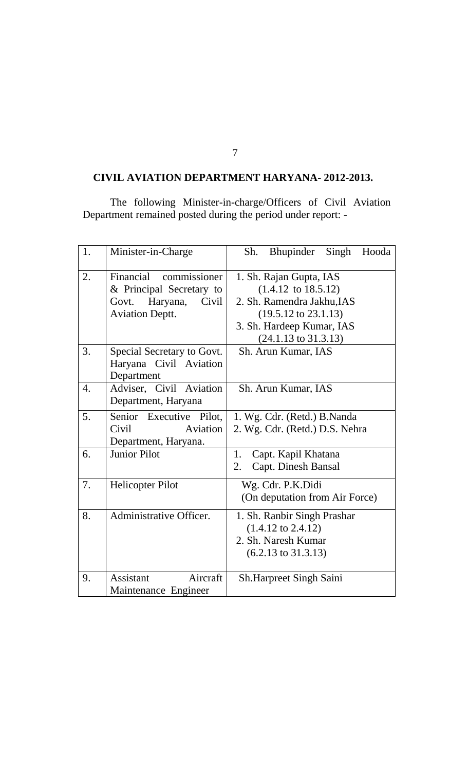## CIVIL AVIATION DEPARTMENT HARYANA- 2012-2013.

The following Minister-in-charge/Officers of Civil Aviation Department remained posted during the period under report: -

| | | |
|---|---|---|
| 1. | Minister-in-Charge | Sh. Bhupinder Singh Hooda |
| 2. | Financial commissioner & Principal Secretary to Govt. Haryana, Civil Aviation Deptt. | 1. Sh. Rajan Gupta, IAS (1.4.12 to 18.5.12)<br>2. Sh. Ramendra Jakhu,IAS (19.5.12 to 23.1.13)<br>3. Sh. Hardeep Kumar, IAS (24.1.13 to 31.3.13) |
| 3. | Special Secretary to Govt. Haryana Civil Aviation Department | Sh. Arun Kumar, IAS |
| 4. | Adviser, Civil Aviation Department, Haryana | Sh. Arun Kumar, IAS |
| 5. | Senior Executive Pilot, Civil Aviation Department, Haryana. | 1. Wg. Cdr. (Retd.) B.Nanda<br>2. Wg. Cdr. (Retd.) D.S. Nehra |
| 6. | Junior Pilot | 1. Capt. Kapil Khatana<br>2. Capt. Dinesh Bansal |
| 7. | Helicopter Pilot | Wg. Cdr. P.K.Didi (On deputation from Air Force) |
| 8. | Administrative Officer. | 1. Sh. Ranbir Singh Prashar (1.4.12 to 2.4.12)<br>2. Sh. Naresh Kumar (6.2.13 to 31.3.13) |
| 9. | Assistant Aircraft Maintenance Engineer | Sh.Harpreet Singh Saini |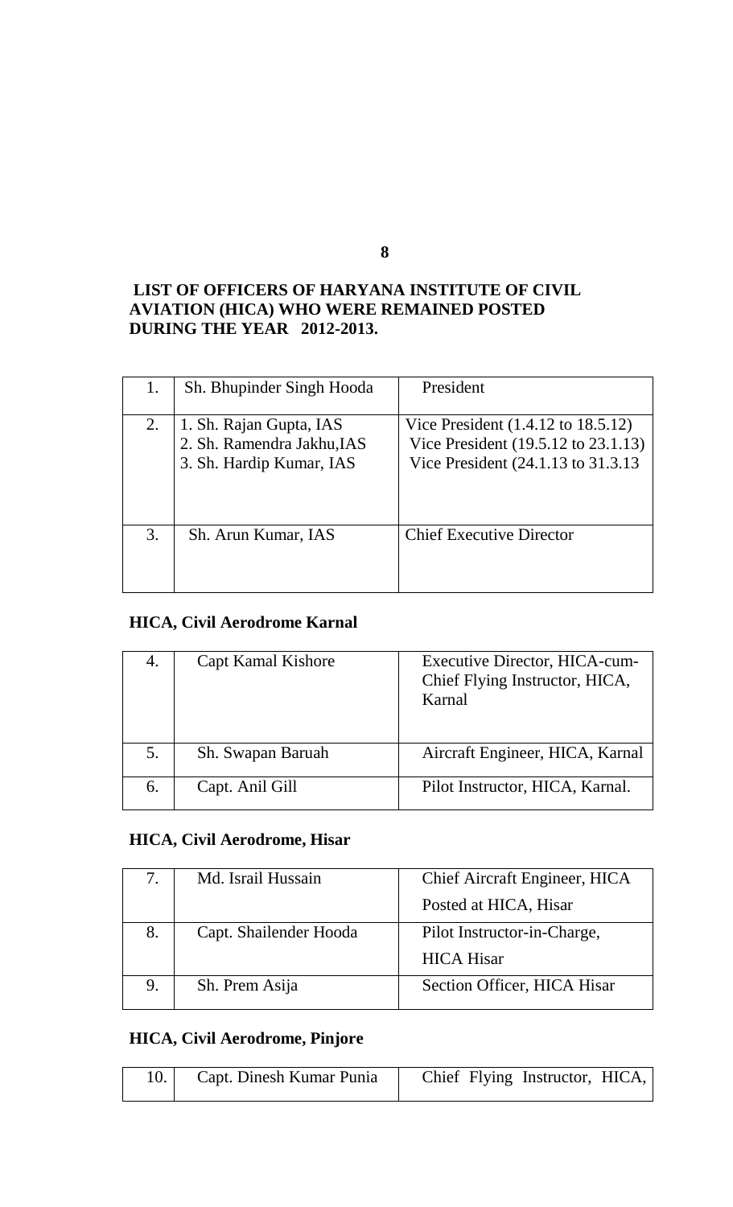**LIST OF OFFICERS OF HARYANA INSTITUTE OF CIVIL AVIATION (HICA) WHO WERE REMAINED POSTED DURING THE YEAR 2012-2013.**

| | | |
|---|---|---|
| 1. | Sh. Bhupinder Singh Hooda | President |
| 2. | 1. Sh. Rajan Gupta, IAS<br>2. Sh. Ramendra Jakhu,IAS<br>3. Sh. Hardip Kumar, IAS | Vice President (1.4.12 to 18.5.12)<br>Vice President (19.5.12 to 23.1.13)<br>Vice President (24.1.13 to 31.3.13 |
| 3. | Sh. Arun Kumar, IAS | Chief Executive Director |

**HICA, Civil Aerodrome Karnal**

| | | |
|---|---|---|
| 4. | Capt Kamal Kishore | Executive Director, HICA-cum-Chief Flying Instructor, HICA, Karnal |
| 5. | Sh. Swapan Baruah | Aircraft Engineer, HICA, Karnal |
| 6. | Capt. Anil Gill | Pilot Instructor, HICA, Karnal. |

**HICA, Civil Aerodrome, Hisar**

| | | |
|---|---|---|
| 7. | Md. Israil Hussain | Chief Aircraft Engineer, HICA<br>Posted at HICA, Hisar |
| 8. | Capt. Shailender Hooda | Pilot Instructor-in-Charge,<br>HICA Hisar |
| 9. | Sh. Prem Asija | Section Officer, HICA Hisar |

**HICA, Civil Aerodrome, Pinjore**

| | | |
|---|---|---|
| 10. | Capt. Dinesh Kumar Punia | Chief Flying Instructor, HICA, |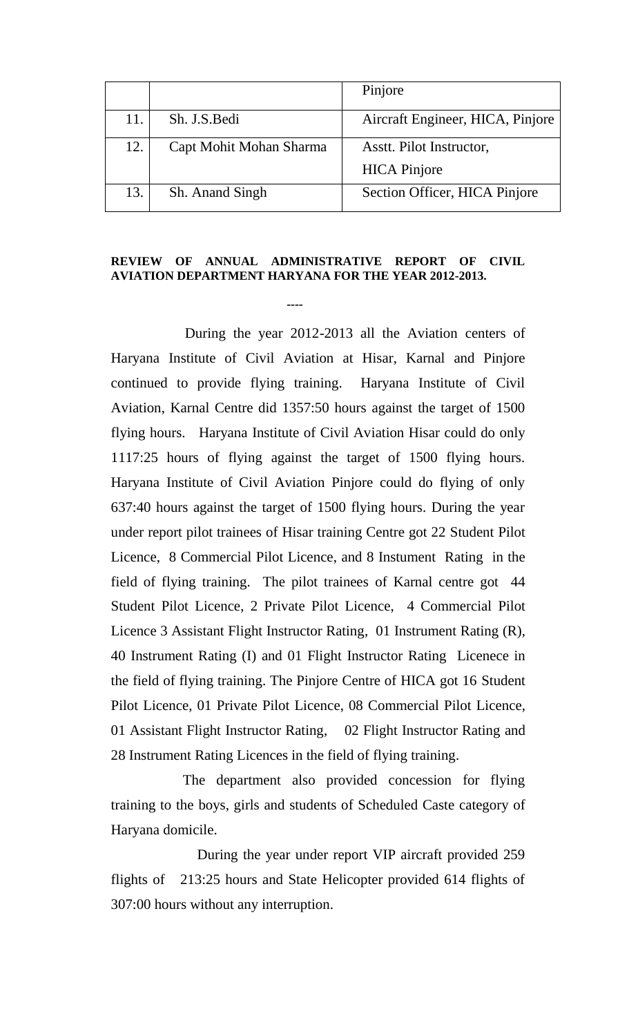|  |  | Pinjore |
|---|---|---|
| 11. | Sh. J.S.Bedi | Aircraft Engineer, HICA, Pinjore |
| 12. | Capt Mohit Mohan Sharma | Asstt. Pilot Instructor, HICA Pinjore |
| 13. | Sh. Anand Singh | Section Officer, HICA Pinjore |

**REVIEW OF ANNUAL ADMINISTRATIVE REPORT OF CIVIL AVIATION DEPARTMENT HARYANA FOR THE YEAR 2012-2013.**

----

During the year 2012-2013 all the Aviation centers of Haryana Institute of Civil Aviation at Hisar, Karnal and Pinjore continued to provide flying training. Haryana Institute of Civil Aviation, Karnal Centre did 1357:50 hours against the target of 1500 flying hours. Haryana Institute of Civil Aviation Hisar could do only 1117:25 hours of flying against the target of 1500 flying hours. Haryana Institute of Civil Aviation Pinjore could do flying of only 637:40 hours against the target of 1500 flying hours. During the year under report pilot trainees of Hisar training Centre got 22 Student Pilot Licence, 8 Commercial Pilot Licence, and 8 Instument Rating in the field of flying training. The pilot trainees of Karnal centre got 44 Student Pilot Licence, 2 Private Pilot Licence, 4 Commercial Pilot Licence 3 Assistant Flight Instructor Rating, 01 Instrument Rating (R), 40 Instrument Rating (I) and 01 Flight Instructor Rating Licenece in the field of flying training. The Pinjore Centre of HICA got 16 Student Pilot Licence, 01 Private Pilot Licence, 08 Commercial Pilot Licence, 01 Assistant Flight Instructor Rating, 02 Flight Instructor Rating and 28 Instrument Rating Licences in the field of flying training.

The department also provided concession for flying training to the boys, girls and students of Scheduled Caste category of Haryana domicile.

During the year under report VIP aircraft provided 259 flights of 213:25 hours and State Helicopter provided 614 flights of 307:00 hours without any interruption.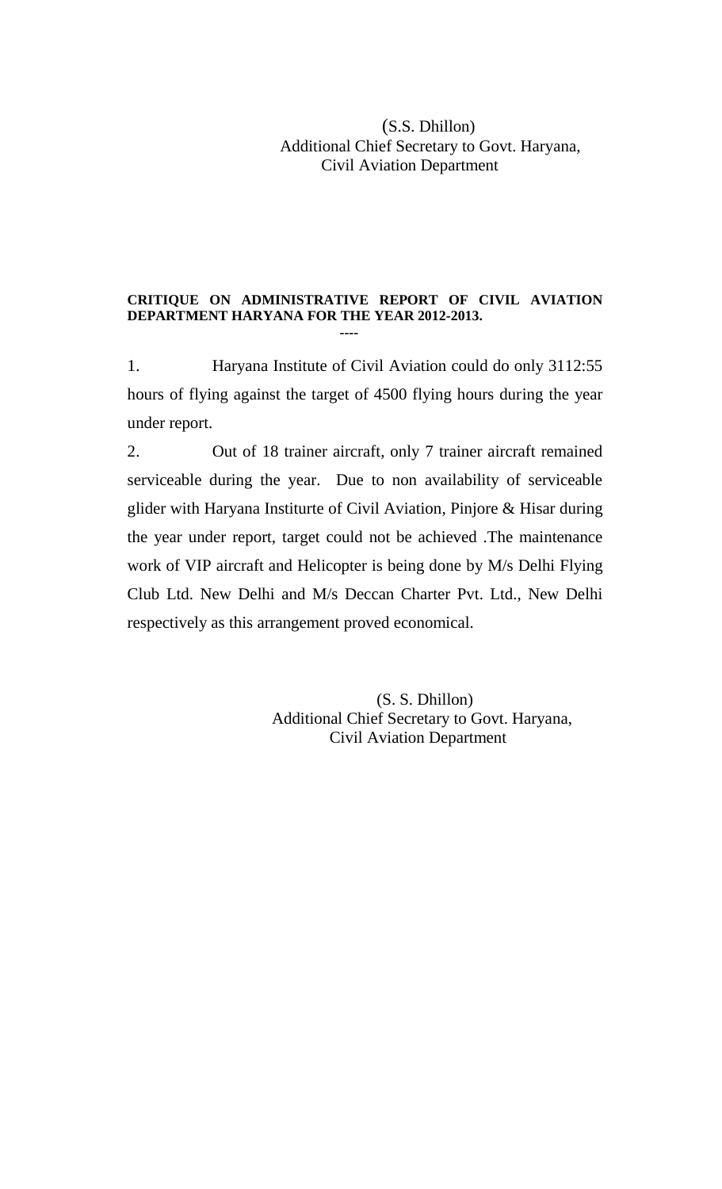(S.S. Dhillon)
Additional Chief Secretary to Govt. Haryana,
Civil Aviation Department

**CRITIQUE ON ADMINISTRATIVE REPORT OF CIVIL AVIATION DEPARTMENT HARYANA FOR THE YEAR 2012-2013.**

----

1. Haryana Institute of Civil Aviation could do only 3112:55 hours of flying against the target of 4500 flying hours during the year under report.

2. Out of 18 trainer aircraft, only 7 trainer aircraft remained serviceable during the year. Due to non availability of serviceable glider with Haryana Instituirte of Civil Aviation, Pinjore & Hisar during the year under report, target could not be achieved .The maintenance work of VIP aircraft and Helicopter is being done by M/s Delhi Flying Club Ltd. New Delhi and M/s Deccan Charter Pvt. Ltd., New Delhi respectively as this arrangement proved economical.

(S. S. Dhillon)
Additional Chief Secretary to Govt. Haryana,
Civil Aviation Department